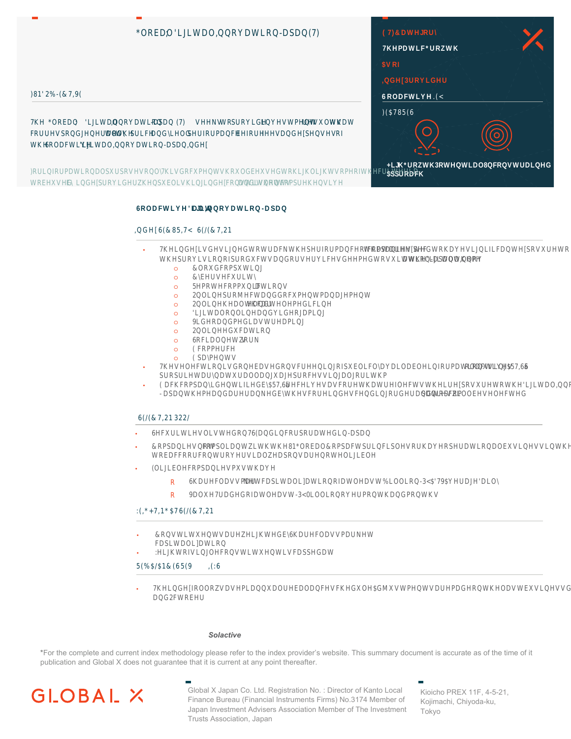# Global X Digital Innovation Japan ETF

**ETF Category**

Thematic Growth

As of

**Index Provider**

Solactive

**KEY FEATURES**

High Growth Potential

Unconstrained Approach

## FUND OBJECTIVE

The Global X Digital Innovation Japan ETF seeks to provide investment results that correspond generally to the price and yield performance, before fees and expenses, of the Solactive Digital Innovation Japan Index.

For informational purposes only. This document should be used to highlight some of the criteria to be used by index provider when publishing index constituents. Not comprehensive

## Solactive Digital Innovation Japan

### Index SECURITY SELECTION

- The index is designed to track the performance of companies that are expected to have significant exposure to the provision of products and/or services deemed to suit the Digital Innovation theme
  - Cloud computing
  - Cybersecurity
  - Remote communications
  - Online project and document management
  - Online healthcare and telemedicine
  - Digital online ad and video gaming
  - Video and media streaming
  - Online education
  - Social network
  - Ecommerce
  - Epayments
- The selection is done based on screening of publicly available information utilizing ARTIS proprietary natural language processing algorithm
- Each company identified by ARTIS receives a score that reflects their exposure to the Digital Innovation Japan theme and are ranked by these score in descending order and companies will be selected

### SELECTION POOL

- Securities listed on TSE and incorporated in Japan
- Companies not compliant with the UN Global Compact principles or have operational business in the tobacco or controversial weapons are not eligible
- Eligible companies must have
  - Share class market capitalization of at least Billion JPY; ADTV average daily
  - Value Traded of at least JPY Million over month and months

### WEIGHTING AT SELECTION

- Constituents are weighted by Share class market capitalization
- Weight of single constituent is capped at

### REBALANCE REVIEWS

- The index follows a semiannual rebalance schedule. Adjustments are made on the last business d and October

*Solactive*

*For the complete and current index methodology please refer to the index provider's website. This summary document is accurate as of the time of it publication and Global X does not guarantee that it is current at any point thereafter.

GLOBAL X

Global X Japan Co. Ltd. Registration No. : Director of Kanto Local Finance Bureau (Financial Instruments Firms) No.3174 Member of Japan Investment Advisers Association Member of The Investment Trusts Association, Japan

Kioicho PREX 11F, 4-5-21, Kojimachi, Chiyoda-ku, Tokyo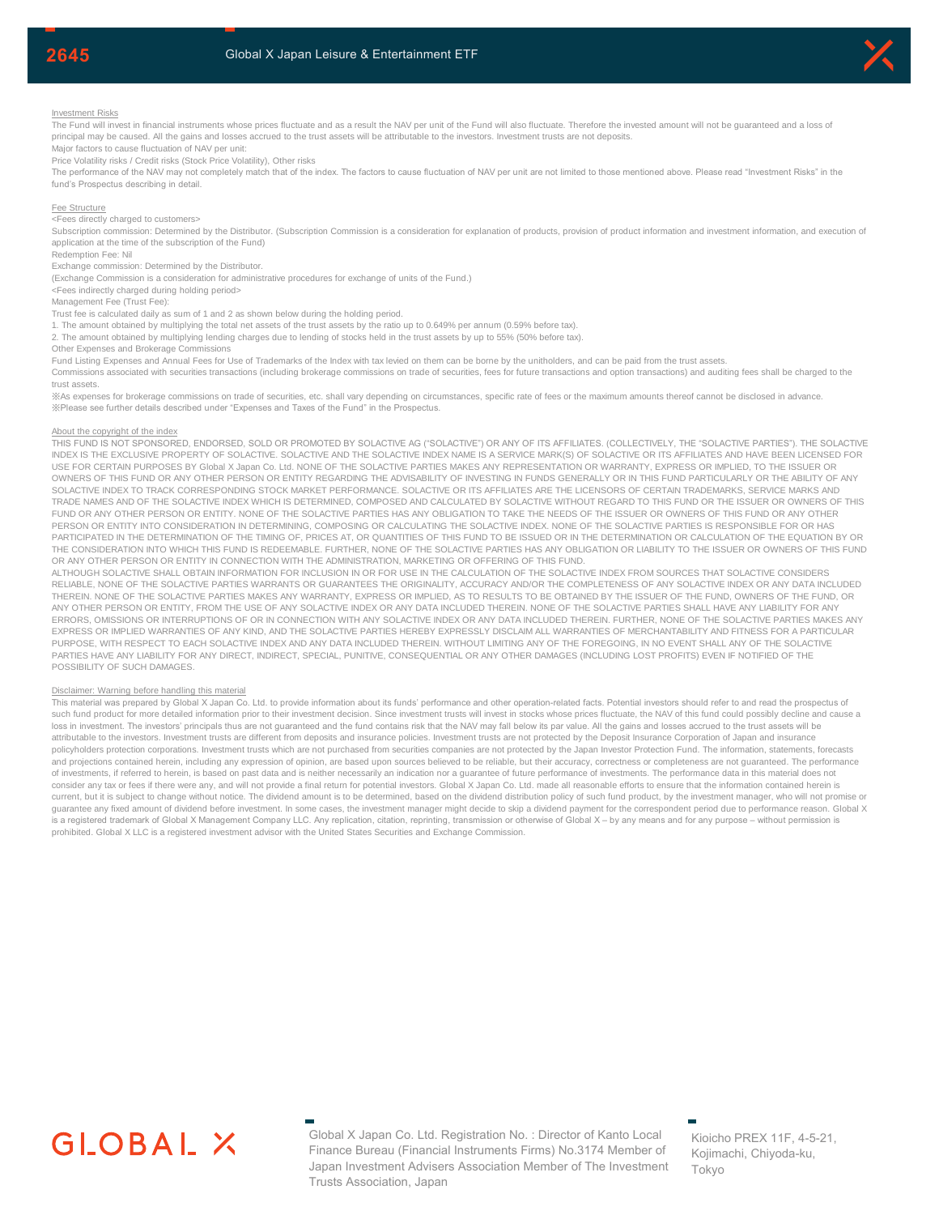## Investment Risks

The Fund will invest in financial instruments whose prices fluctuate and as a result the NAV per unit of the Fund will also fluctuate. Therefore the invested amount will not be guaranteed and a loss of principal may be caused. All the gains and losses accrued to the trust assets will be attributable to the investors. Investment trusts are not deposits.

Major factors to cause fluctuation of NAV per unit:

Price Volatility risks / Credit risks (Stock Price Volatility), Other risks

The performance of the NAV may not completely match that of the index. The factors to cause fluctuation of NAV per unit are not limited to those mentioned above. Please read "Investment Risks" in the fund's Prospectus describing in detail.

## Fee Structure

<Fees directly charged to customers>

Subscription commission: Determined by the Distributor. (Subscription Commission is a consideration for explanation of products, provision of product information and investment information, and execution of application at the time of the subscription of the Fund)

Redemption Fee: Nil

Exchange commission: Determined by the Distributor.

(Exchange Commission is a consideration for administrative procedures for exchange of units of the Fund.)

<Fees indirectly charged during holding period>

Management Fee (Trust Fee):

Trust fee is calculated daily as sum of 1 and 2 as shown below during the holding period.

1. The amount obtained by multiplying the total net assets of the trust assets by the ratio up to 0.649% per annum (0.59% before tax).
2. The amount obtained by multiplying lending charges due to lending of stocks held in the trust assets by up to 55% (50% before tax).

Other Expenses and Brokerage Commissions

Fund Listing Expenses and Annual Fees for Use of Trademarks of the Index with tax levied on them can be borne by the unitholders, and can be paid from the trust assets.

Commissions associated with securities transactions (including brokerage commissions on trade of securities, fees for future transactions and option transactions) and auditing fees shall be charged to the trust assets.

※As expenses for brokerage commissions on trade of securities, etc. shall vary depending on circumstances, specific rate of fees or the maximum amounts thereof cannot be disclosed in advance.

※Please see further details described under "Expenses and Taxes of the Fund" in the Prospectus.

## About the copyright of the index

THIS FUND IS NOT SPONSORED, ENDORSED, SOLD OR PROMOTED BY SOLACTIVE AG ("SOLACTIVE") OR ANY OF ITS AFFILIATES. (COLLECTIVELY, THE "SOLACTIVE PARTIES"). THE SOLACTIVE INDEX IS THE EXCLUSIVE PROPERTY OF SOLACTIVE. SOLACTIVE AND THE SOLACTIVE INDEX NAME IS A SERVICE MARK(S) OF SOLACTIVE OR ITS AFFILIATES AND HAVE BEEN LICENSED FOR USE FOR CERTAIN PURPOSES BY Global X Japan Co. Ltd. NONE OF THE SOLACTIVE PARTIES MAKES ANY REPRESENTATION OR WARRANTY, EXPRESS OR IMPLIED, TO THE ISSUER OR OWNERS OF THIS FUND OR ANY OTHER PERSON OR ENTITY REGARDING THE ADVISABILITY OF INVESTING IN FUNDS GENERALLY OR IN THIS FUND PARTICULARLY OR THE ABILITY OF ANY SOLACTIVE INDEX TO TRACK CORRESPONDING STOCK MARKET PERFORMANCE. SOLACTIVE OR ITS AFFILIATES ARE THE LICENSORS OF CERTAIN TRADEMARKS, SERVICE MARKS AND TRADE NAMES AND OF THE SOLACTIVE INDEX WHICH IS DETERMINED, COMPOSED AND CALCULATED BY SOLACTIVE WITHOUT REGARD TO THIS FUND OR THE ISSUER OR OWNERS OF THIS FUND OR ANY OTHER PERSON OR ENTITY. NONE OF THE SOLACTIVE PARTIES HAS ANY OBLIGATION TO TAKE THE NEEDS OF THE ISSUER OR OWNERS OF THIS FUND OR ANY OTHER PERSON OR ENTITY INTO CONSIDERATION IN DETERMINING, COMPOSING OR CALCULATING THE SOLACTIVE INDEX. NONE OF THE SOLACTIVE PARTIES IS RESPONSIBLE FOR OR HAS PARTICIPATED IN THE DETERMINATION OF THE TIMING OF, PRICES AT, OR QUANTITIES OF THIS FUND TO BE ISSUED OR IN THE DETERMINATION OR CALCULATION OF THE EQUATION BY OR THE CONSIDERATION INTO WHICH THIS FUND IS REDEEMABLE. FURTHER, NONE OF THE SOLACTIVE PARTIES HAS ANY OBLIGATION OR LIABILITY TO THE ISSUER OR OWNERS OF THIS FUND OR ANY OTHER PERSON OR ENTITY IN CONNECTION WITH THE ADMINISTRATION, MARKETING OR OFFERING OF THIS FUND.

ALTHOUGH SOLACTIVE SHALL OBTAIN INFORMATION FOR INCLUSION IN OR FOR USE IN THE CALCULATION OF THE SOLACTIVE INDEX FROM SOURCES THAT SOLACTIVE CONSIDERS RELIABLE, NONE OF THE SOLACTIVE PARTIES WARRANTS OR GUARANTEES THE ORIGINALITY, ACCURACY AND/OR THE COMPLETENESS OF ANY SOLACTIVE INDEX OR ANY DATA INCLUDED THEREIN. NONE OF THE SOLACTIVE PARTIES MAKES ANY WARRANTY, EXPRESS OR IMPLIED, AS TO RESULTS TO BE OBTAINED BY THE ISSUER OF THE FUND, OWNERS OF THE FUND, OR ANY OTHER PERSON OR ENTITY, FROM THE USE OF ANY SOLACTIVE INDEX OR ANY DATA INCLUDED THEREIN. NONE OF THE SOLACTIVE PARTIES SHALL HAVE ANY LIABILITY FOR ANY ERRORS, OMISSIONS OR INTERRUPTIONS OF OR IN CONNECTION WITH ANY SOLACTIVE INDEX OR ANY DATA INCLUDED THEREIN. FURTHER, NONE OF THE SOLACTIVE PARTIES MAKES ANY EXPRESS OR IMPLIED WARRANTIES OF ANY KIND, AND THE SOLACTIVE PARTIES HEREBY EXPRESSLY DISCLAIM ALL WARRANTIES OF MERCHANTABILITY AND FITNESS FOR A PARTICULAR PURPOSE, WITH RESPECT TO EACH SOLACTIVE INDEX AND ANY DATA INCLUDED THEREIN. WITHOUT LIMITING ANY OF THE FOREGOING, IN NO EVENT SHALL ANY OF THE SOLACTIVE PARTIES HAVE ANY LIABILITY FOR ANY DIRECT, INDIRECT, SPECIAL, PUNITIVE, CONSEQUENTIAL OR ANY OTHER DAMAGES (INCLUDING LOST PROFITS) EVEN IF NOTIFIED OF THE POSSIBILITY OF SUCH DAMAGES.

## Disclaimer: Warning before handling this material

This material was prepared by Global X Japan Co. Ltd. to provide information about its funds' performance and other operation-related facts. Potential investors should refer to and read the prospectus of such fund product for more detailed information prior to their investment decision. Since investment trusts will invest in stocks whose prices fluctuate, the NAV of this fund could possibly decline and cause a loss in investment. The investors' principals thus are not guaranteed and the fund contains risk that the NAV may fall below its par value. All the gains and losses accrued to the trust assets will be attributable to the investors. Investment trusts are different from deposits and insurance policies. Investment trusts are not protected by the Deposit Insurance Corporation of Japan and insurance policyholders protection corporations. Investment trusts which are not purchased from securities companies are not protected by the Japan Investor Protection Fund. The information, statements, forecasts and projections contained herein, including any expression of opinion, are based upon sources believed to be reliable, but their accuracy, correctness or completeness are not guaranteed. The performance of investments, if referred to herein, is based on past data and is neither necessarily an indication nor a guarantee of future performance of investments. The performance data in this material does not consider any tax or fees if there were any, and will not provide a final return for potential investors. Global X Japan Co. Ltd. made all reasonable efforts to ensure that the information contained herein is current, but it is subject to change without notice. The dividend amount is to be determined, based on the dividend distribution policy of such fund product, by the investment manager, who will not promise or guarantee any fixed amount of dividend before investment. In some cases, the investment manager might decide to skip a dividend payment for the correspondent period due to performance reason. Global X is a registered trademark of Global X Management Company LLC. Any replication, citation, reprinting, transmission or otherwise of Global X – by any means and for any purpose – without permission is prohibited. Global X LLC is a registered investment advisor with the United States Securities and Exchange Commission.

GLOBAL X

Global X Japan Co. Ltd. Registration No. : Director of Kanto Local Finance Bureau (Financial Instruments Firms) No.3174 Member of Japan Investment Advisers Association Member of The Investment Trusts Association, Japan

Kioicho PREX 11F, 4-5-21, Kojimachi, Chiyoda-ku, Tokyo